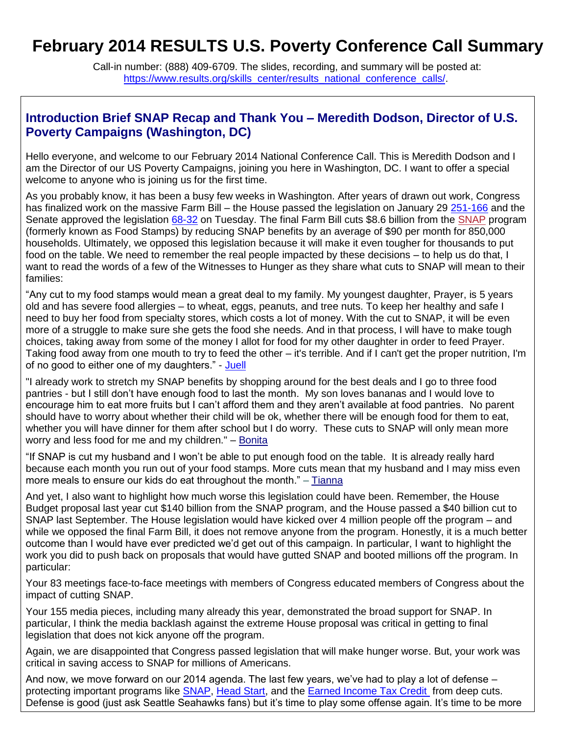# February 2014 RESULTS U.S. Poverty Conference Call Summary

Call-in number: (888) 409-6709. The slides, recording, and summary will be posted at: https://www.results.org/skills_center/results_national_conference_calls/.

## Introduction Brief SNAP Recap and Thank You – Meredith Dodson, Director of U.S. Poverty Campaigns (Washington, DC)

Hello everyone, and welcome to our February 2014 National Conference Call. This is Meredith Dodson and I am the Director of our US Poverty Campaigns, joining you here in Washington, DC. I want to offer a special welcome to anyone who is joining us for the first time.

As you probably know, it has been a busy few weeks in Washington. After years of drawn out work, Congress has finalized work on the massive Farm Bill – the House passed the legislation on January 29 251-166 and the Senate approved the legislation 68-32 on Tuesday. The final Farm Bill cuts $8.6 billion from the SNAP program (formerly known as Food Stamps) by reducing SNAP benefits by an average of $90 per month for 850,000 households. Ultimately, we opposed this legislation because it will make it even tougher for thousands to put food on the table. We need to remember the real people impacted by these decisions – to help us do that, I want to read the words of a few of the Witnesses to Hunger as they share what cuts to SNAP will mean to their families:

"Any cut to my food stamps would mean a great deal to my family. My youngest daughter, Prayer, is 5 years old and has severe food allergies – to wheat, eggs, peanuts, and tree nuts. To keep her healthy and safe I need to buy her food from specialty stores, which costs a lot of money. With the cut to SNAP, it will be even more of a struggle to make sure she gets the food she needs. And in that process, I will have to make tough choices, taking away from some of the money I allot for food for my other daughter in order to feed Prayer. Taking food away from one mouth to try to feed the other – it's terrible. And if I can't get the proper nutrition, I'm of no good to either one of my daughters." - Juell

"I already work to stretch my SNAP benefits by shopping around for the best deals and I go to three food pantries - but I still don't have enough food to last the month. My son loves bananas and I would love to encourage him to eat more fruits but I can't afford them and they aren't available at food pantries. No parent should have to worry about whether their child will be ok, whether there will be enough food for them to eat, whether you will have dinner for them after school but I do worry. These cuts to SNAP will only mean more worry and less food for me and my children." – Bonita

"If SNAP is cut my husband and I won't be able to put enough food on the table. It is already really hard because each month you run out of your food stamps. More cuts mean that my husband and I may miss even more meals to ensure our kids do eat throughout the month." – Tianna

And yet, I also want to highlight how much worse this legislation could have been. Remember, the House Budget proposal last year cut $140 billion from the SNAP program, and the House passed a $40 billion cut to SNAP last September. The House legislation would have kicked over 4 million people off the program – and while we opposed the final Farm Bill, it does not remove anyone from the program. Honestly, it is a much better outcome than I would have ever predicted we'd get out of this campaign. In particular, I want to highlight the work you did to push back on proposals that would have gutted SNAP and booted millions off the program. In particular:

Your 83 meetings face-to-face meetings with members of Congress educated members of Congress about the impact of cutting SNAP.

Your 155 media pieces, including many already this year, demonstrated the broad support for SNAP. In particular, I think the media backlash against the extreme House proposal was critical in getting to final legislation that does not kick anyone off the program.

Again, we are disappointed that Congress passed legislation that will make hunger worse. But, your work was critical in saving access to SNAP for millions of Americans.

And now, we move forward on our 2014 agenda. The last few years, we've had to play a lot of defense – protecting important programs like SNAP, Head Start, and the Earned Income Tax Credit from deep cuts. Defense is good (just ask Seattle Seahawks fans) but it's time to play some offense again. It's time to be more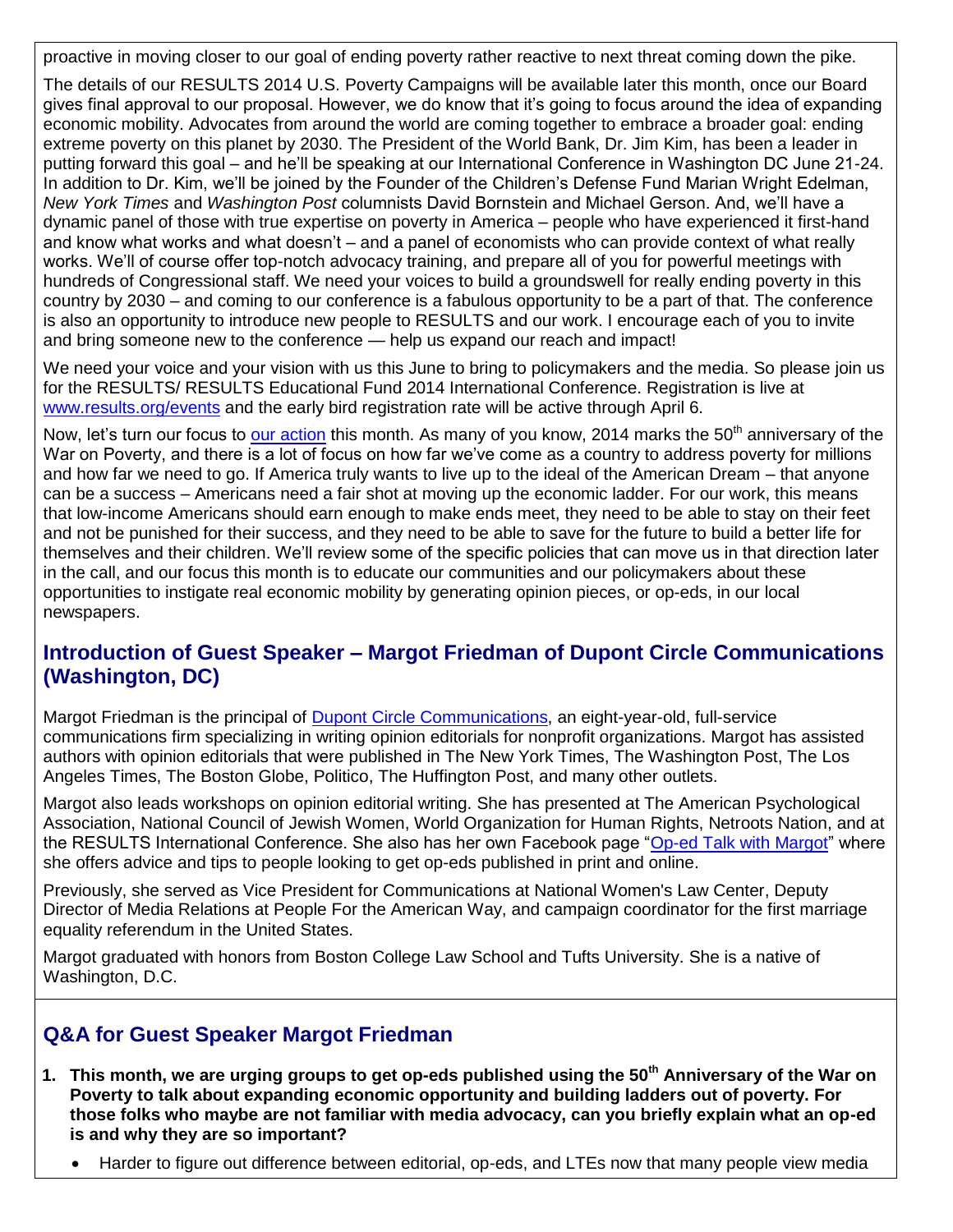proactive in moving closer to our goal of ending poverty rather reactive to next threat coming down the pike.

The details of our RESULTS 2014 U.S. Poverty Campaigns will be available later this month, once our Board gives final approval to our proposal. However, we do know that it's going to focus around the idea of expanding economic mobility. Advocates from around the world are coming together to embrace a broader goal: ending extreme poverty on this planet by 2030. The President of the World Bank, Dr. Jim Kim, has been a leader in putting forward this goal – and he'll be speaking at our International Conference in Washington DC June 21-24. In addition to Dr. Kim, we'll be joined by the Founder of the Children's Defense Fund Marian Wright Edelman, *New York Times* and *Washington Post* columnists David Bornstein and Michael Gerson. And, we'll have a dynamic panel of those with true expertise on poverty in America – people who have experienced it first-hand and know what works and what doesn't – and a panel of economists who can provide context of what really works. We'll of course offer top-notch advocacy training, and prepare all of you for powerful meetings with hundreds of Congressional staff. We need your voices to build a groundswell for really ending poverty in this country by 2030 – and coming to our conference is a fabulous opportunity to be a part of that. The conference is also an opportunity to introduce new people to RESULTS and our work. I encourage each of you to invite and bring someone new to the conference — help us expand our reach and impact!

We need your voice and your vision with us this June to bring to policymakers and the media. So please join us for the RESULTS/ RESULTS Educational Fund 2014 International Conference. Registration is live at [www.results.org/events](www.results.org/events) and the early bird registration rate will be active through April 6.

Now, let's turn our focus to [our action](our action) this month. As many of you know, 2014 marks the 50th anniversary of the War on Poverty, and there is a lot of focus on how far we've come as a country to address poverty for millions and how far we need to go. If America truly wants to live up to the ideal of the American Dream – that anyone can be a success – Americans need a fair shot at moving up the economic ladder. For our work, this means that low-income Americans should earn enough to make ends meet, they need to be able to stay on their feet and not be punished for their success, and they need to be able to save for the future to build a better life for themselves and their children. We'll review some of the specific policies that can move us in that direction later in the call, and our focus this month is to educate our communities and our policymakers about these opportunities to instigate real economic mobility by generating opinion pieces, or op-eds, in our local newspapers.

## Introduction of Guest Speaker – Margot Friedman of Dupont Circle Communications (Washington, DC)

Margot Friedman is the principal of [Dupont Circle Communications](Dupont Circle Communications), an eight-year-old, full-service communications firm specializing in writing opinion editorials for nonprofit organizations. Margot has assisted authors with opinion editorials that were published in The New York Times, The Washington Post, The Los Angeles Times, The Boston Globe, Politico, The Huffington Post, and many other outlets.

Margot also leads workshops on opinion editorial writing. She has presented at The American Psychological Association, National Council of Jewish Women, World Organization for Human Rights, Netroots Nation, and at the RESULTS International Conference. She also has her own Facebook page "[Op-ed Talk with Margot](Op-ed Talk with Margot)" where she offers advice and tips to people looking to get op-eds published in print and online.

Previously, she served as Vice President for Communications at National Women's Law Center, Deputy Director of Media Relations at People For the American Way, and campaign coordinator for the first marriage equality referendum in the United States.

Margot graduated with honors from Boston College Law School and Tufts University. She is a native of Washington, D.C.

## Q&A for Guest Speaker Margot Friedman

1. **This month, we are urging groups to get op-eds published using the 50th Anniversary of the War on Poverty to talk about expanding economic opportunity and building ladders out of poverty. For those folks who maybe are not familiar with media advocacy, can you briefly explain what an op-ed is and why they are so important?**
   - Harder to figure out difference between editorial, op-eds, and LTEs now that many people view media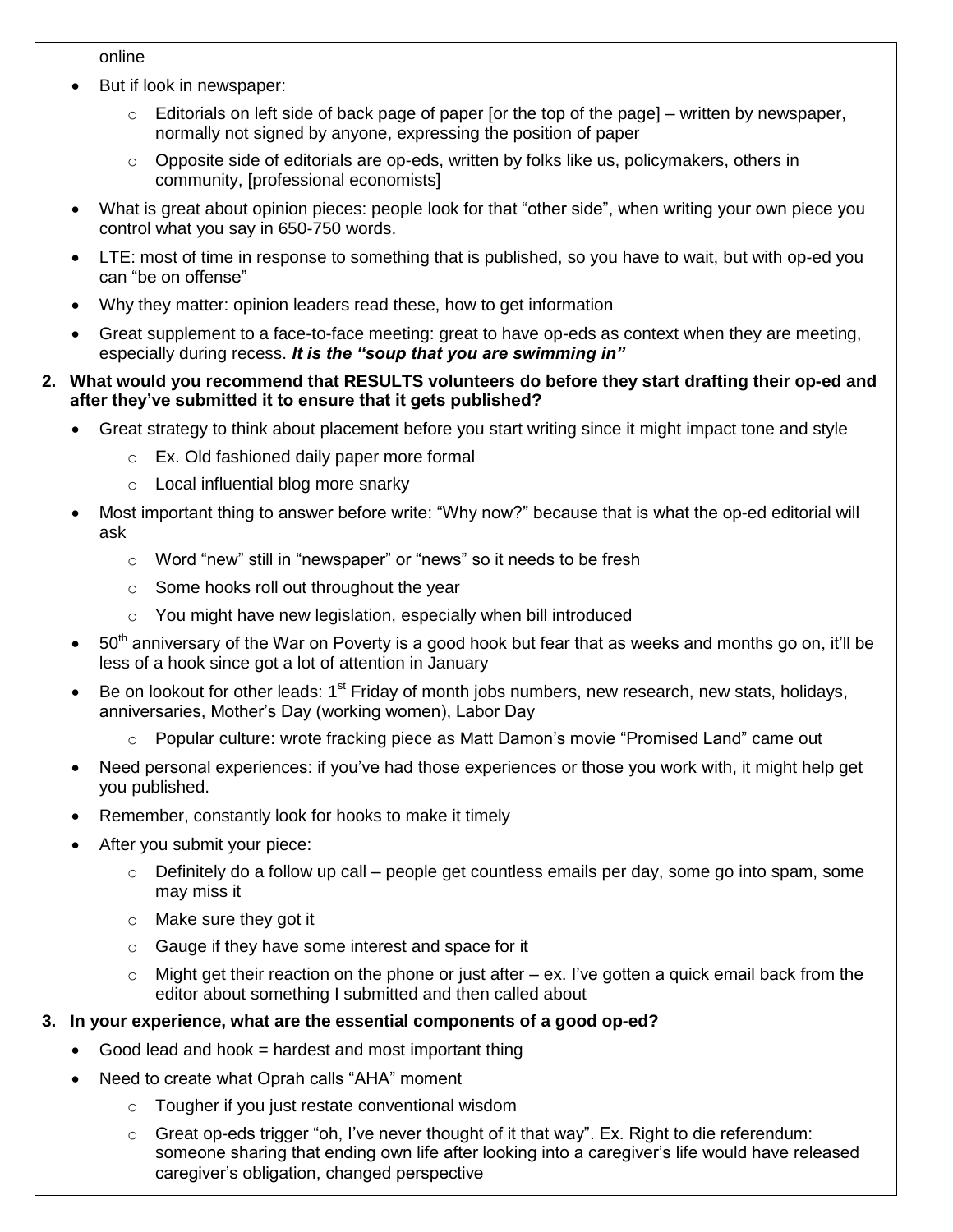online

- But if look in newspaper:
  - Editorials on left side of back page of paper [or the top of the page] – written by newspaper, normally not signed by anyone, expressing the position of paper
  - Opposite side of editorials are op-eds, written by folks like us, policymakers, others in community, [professional economists]
- What is great about opinion pieces: people look for that "other side", when writing your own piece you control what you say in 650-750 words.
- LTE: most of time in response to something that is published, so you have to wait, but with op-ed you can "be on offense"
- Why they matter: opinion leaders read these, how to get information
- Great supplement to a face-to-face meeting: great to have op-eds as context when they are meeting, especially during recess. ***It is the "soup that you are swimming in"***

**2. What would you recommend that RESULTS volunteers do before they start drafting their op-ed and after they've submitted it to ensure that it gets published?**

- Great strategy to think about placement before you start writing since it might impact tone and style
  - Ex. Old fashioned daily paper more formal
  - Local influential blog more snarky
- Most important thing to answer before write: "Why now?" because that is what the op-ed editorial will ask
  - Word "new" still in "newspaper" or "news" so it needs to be fresh
  - Some hooks roll out throughout the year
  - You might have new legislation, especially when bill introduced
- 50th anniversary of the War on Poverty is a good hook but fear that as weeks and months go on, it'll be less of a hook since got a lot of attention in January
- Be on lookout for other leads: 1st Friday of month jobs numbers, new research, new stats, holidays, anniversaries, Mother's Day (working women), Labor Day
  - Popular culture: wrote fracking piece as Matt Damon's movie "Promised Land" came out
- Need personal experiences: if you've had those experiences or those you work with, it might help get you published.
- Remember, constantly look for hooks to make it timely
- After you submit your piece:
  - Definitely do a follow up call – people get countless emails per day, some go into spam, some may miss it
  - Make sure they got it
  - Gauge if they have some interest and space for it
  - Might get their reaction on the phone or just after – ex. I've gotten a quick email back from the editor about something I submitted and then called about

**3. In your experience, what are the essential components of a good op-ed?**

- Good lead and hook = hardest and most important thing
- Need to create what Oprah calls "AHA" moment
  - Tougher if you just restate conventional wisdom
  - Great op-eds trigger "oh, I've never thought of it that way". Ex. Right to die referendum: someone sharing that ending own life after looking into a caregiver's life would have released caregiver's obligation, changed perspective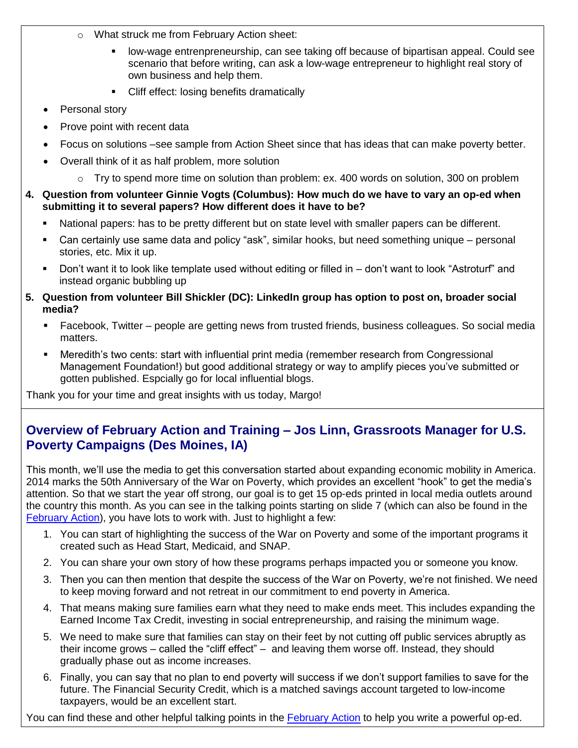- What struck me from February Action sheet:
    - low-wage entrenpreneurship, can see taking off because of bipartisan appeal. Could see scenario that before writing, can ask a low-wage entrepreneur to highlight real story of own business and help them.
    - Cliff effect: losing benefits dramatically
- Personal story
- Prove point with recent data
- Focus on solutions –see sample from Action Sheet since that has ideas that can make poverty better.
- Overall think of it as half problem, more solution
  - Try to spend more time on solution than problem: ex. 400 words on solution, 300 on problem

4. **Question from volunteer Ginnie Vogts (Columbus): How much do we have to vary an op-ed when submitting it to several papers? How different does it have to be?**
   - National papers: has to be pretty different but on state level with smaller papers can be different.
   - Can certainly use same data and policy "ask", similar hooks, but need something unique – personal stories, etc. Mix it up.
   - Don't want it to look like template used without editing or filled in – don't want to look "Astroturf" and instead organic bubbling up

5. **Question from volunteer Bill Shickler (DC): LinkedIn group has option to post on, broader social media?**
   - Facebook, Twitter – people are getting news from trusted friends, business colleagues. So social media matters.
   - Meredith's two cents: start with influential print media (remember research from Congressional Management Foundation!) but good additional strategy or way to amplify pieces you've submitted or gotten published. Espcially go for local influential blogs.

Thank you for your time and great insights with us today, Margo!

## Overview of February Action and Training – Jos Linn, Grassroots Manager for U.S. Poverty Campaigns (Des Moines, IA)

This month, we'll use the media to get this conversation started about expanding economic mobility in America. 2014 marks the 50th Anniversary of the War on Poverty, which provides an excellent "hook" to get the media's attention. So that we start the year off strong, our goal is to get 15 op-eds printed in local media outlets around the country this month. As you can see in the talking points starting on slide 7 (which can also be found in the February Action), you have lots to work with. Just to highlight a few:

1. You can start of highlighting the success of the War on Poverty and some of the important programs it created such as Head Start, Medicaid, and SNAP.
2. You can share your own story of how these programs perhaps impacted you or someone you know.
3. Then you can then mention that despite the success of the War on Poverty, we're not finished. We need to keep moving forward and not retreat in our commitment to end poverty in America.
4. That means making sure families earn what they need to make ends meet. This includes expanding the Earned Income Tax Credit, investing in social entrepreneurship, and raising the minimum wage.
5. We need to make sure that families can stay on their feet by not cutting off public services abruptly as their income grows – called the "cliff effect" – and leaving them worse off. Instead, they should gradually phase out as income increases.
6. Finally, you can say that no plan to end poverty will success if we don't support families to save for the future. The Financial Security Credit, which is a matched savings account targeted to low-income taxpayers, would be an excellent start.

You can find these and other helpful talking points in the February Action to help you write a powerful op-ed.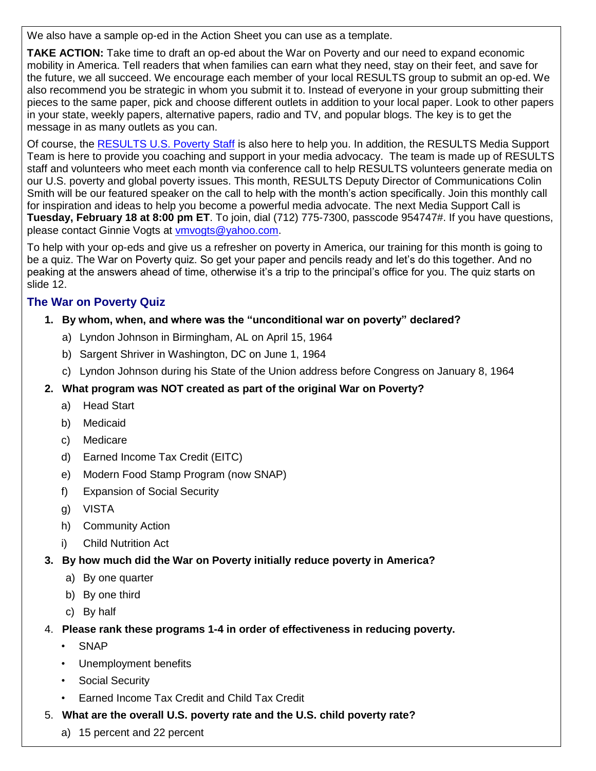We also have a sample op-ed in the Action Sheet you can use as a template.

**TAKE ACTION:** Take time to draft an op-ed about the War on Poverty and our need to expand economic mobility in America. Tell readers that when families can earn what they need, stay on their feet, and save for the future, we all succeed. We encourage each member of your local RESULTS group to submit an op-ed. We also recommend you be strategic in whom you submit it to. Instead of everyone in your group submitting their pieces to the same paper, pick and choose different outlets in addition to your local paper. Look to other papers in your state, weekly papers, alternative papers, radio and TV, and popular blogs. The key is to get the message in as many outlets as you can.

Of course, the RESULTS U.S. Poverty Staff is also here to help you. In addition, the RESULTS Media Support Team is here to provide you coaching and support in your media advocacy. The team is made up of RESULTS staff and volunteers who meet each month via conference call to help RESULTS volunteers generate media on our U.S. poverty and global poverty issues. This month, RESULTS Deputy Director of Communications Colin Smith will be our featured speaker on the call to help with the month's action specifically. Join this monthly call for inspiration and ideas to help you become a powerful media advocate. The next Media Support Call is **Tuesday, February 18 at 8:00 pm ET**. To join, dial (712) 775-7300, passcode 954747#. If you have questions, please contact Ginnie Vogts at vmvogts@yahoo.com.

To help with your op-eds and give us a refresher on poverty in America, our training for this month is going to be a quiz. The War on Poverty quiz. So get your paper and pencils ready and let's do this together. And no peaking at the answers ahead of time, otherwise it's a trip to the principal's office for you. The quiz starts on slide 12.

## The War on Poverty Quiz

1. **By whom, when, and where was the "unconditional war on poverty" declared?**
   a) Lyndon Johnson in Birmingham, AL on April 15, 1964
   b) Sargent Shriver in Washington, DC on June 1, 1964
   c) Lyndon Johnson during his State of the Union address before Congress on January 8, 1964
2. **What program was NOT created as part of the original War on Poverty?**
   a) Head Start
   b) Medicaid
   c) Medicare
   d) Earned Income Tax Credit (EITC)
   e) Modern Food Stamp Program (now SNAP)
   f) Expansion of Social Security
   g) VISTA
   h) Community Action
   i) Child Nutrition Act
3. **By how much did the War on Poverty initially reduce poverty in America?**
   a) By one quarter
   b) By one third
   c) By half
4. **Please rank these programs 1-4 in order of effectiveness in reducing poverty.**
   - SNAP
   - Unemployment benefits
   - Social Security
   - Earned Income Tax Credit and Child Tax Credit
5. **What are the overall U.S. poverty rate and the U.S. child poverty rate?**
   a) 15 percent and 22 percent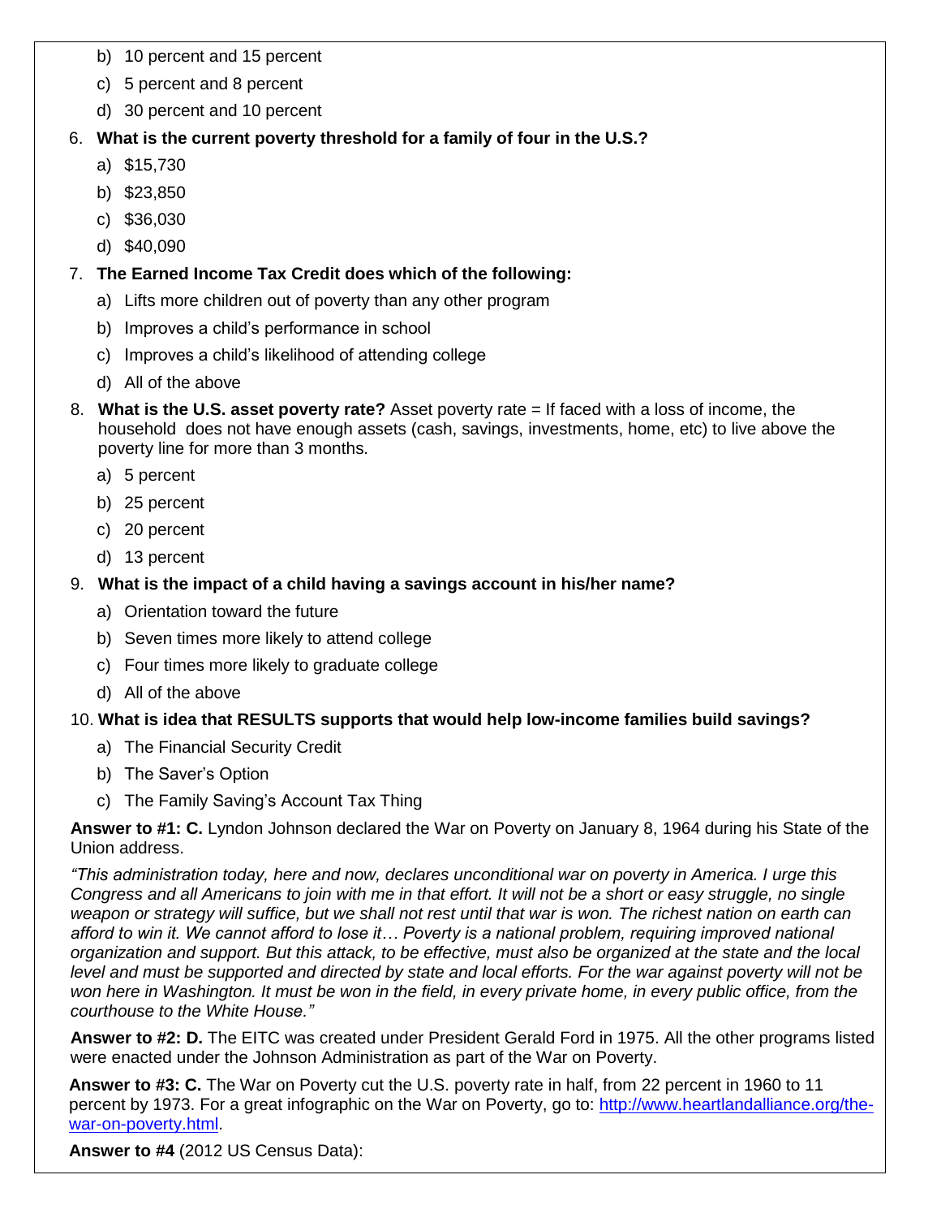b) 10 percent and 15 percent

   c) 5 percent and 8 percent

   d) 30 percent and 10 percent

6. **What is the current poverty threshold for a family of four in the U.S.?**

   a) $15,730

   b) $23,850

   c) $36,030

   d) $40,090

7. **The Earned Income Tax Credit does which of the following:**

   a) Lifts more children out of poverty than any other program

   b) Improves a child's performance in school

   c) Improves a child's likelihood of attending college

   d) All of the above

8. **What is the U.S. asset poverty rate?** Asset poverty rate = If faced with a loss of income, the household does not have enough assets (cash, savings, investments, home, etc) to live above the poverty line for more than 3 months.

   a) 5 percent

   b) 25 percent

   c) 20 percent

   d) 13 percent

9. **What is the impact of a child having a savings account in his/her name?**

   a) Orientation toward the future

   b) Seven times more likely to attend college

   c) Four times more likely to graduate college

   d) All of the above

10. **What is idea that RESULTS supports that would help low-income families build savings?**

    a) The Financial Security Credit

    b) The Saver's Option

    c) The Family Saving's Account Tax Thing

**Answer to #1: C.** Lyndon Johnson declared the War on Poverty on January 8, 1964 during his State of the Union address.

*"This administration today, here and now, declares unconditional war on poverty in America. I urge this Congress and all Americans to join with me in that effort. It will not be a short or easy struggle, no single weapon or strategy will suffice, but we shall not rest until that war is won. The richest nation on earth can afford to win it. We cannot afford to lose it… Poverty is a national problem, requiring improved national organization and support. But this attack, to be effective, must also be organized at the state and the local level and must be supported and directed by state and local efforts. For the war against poverty will not be won here in Washington. It must be won in the field, in every private home, in every public office, from the courthouse to the White House."*

**Answer to #2: D.** The EITC was created under President Gerald Ford in 1975. All the other programs listed were enacted under the Johnson Administration as part of the War on Poverty.

**Answer to #3: C.** The War on Poverty cut the U.S. poverty rate in half, from 22 percent in 1960 to 11 percent by 1973. For a great infographic on the War on Poverty, go to: [http://www.heartlandalliance.org/the-war-on-poverty.html](http://www.heartlandalliance.org/the-war-on-poverty.html).

**Answer to #4** (2012 US Census Data):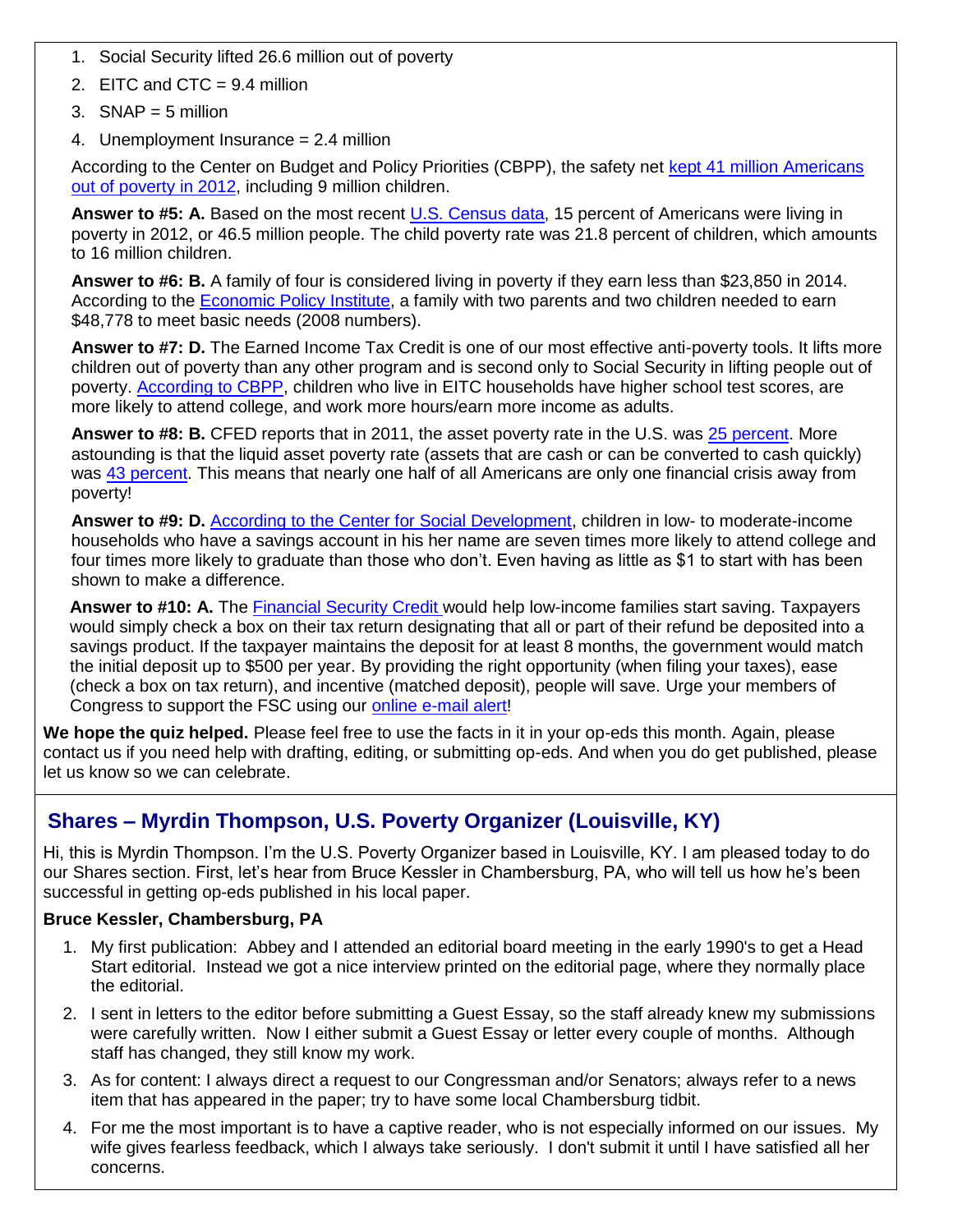1. Social Security lifted 26.6 million out of poverty
2. EITC and CTC = 9.4 million
3. SNAP = 5 million
4. Unemployment Insurance = 2.4 million

According to the Center on Budget and Policy Priorities (CBPP), the safety net kept 41 million Americans out of poverty in 2012, including 9 million children.

**Answer to #5: A.** Based on the most recent U.S. Census data, 15 percent of Americans were living in poverty in 2012, or 46.5 million people. The child poverty rate was 21.8 percent of children, which amounts to 16 million children.

**Answer to #6: B.** A family of four is considered living in poverty if they earn less than $23,850 in 2014. According to the Economic Policy Institute, a family with two parents and two children needed to earn $48,778 to meet basic needs (2008 numbers).

**Answer to #7: D.** The Earned Income Tax Credit is one of our most effective anti-poverty tools. It lifts more children out of poverty than any other program and is second only to Social Security in lifting people out of poverty. According to CBPP, children who live in EITC households have higher school test scores, are more likely to attend college, and work more hours/earn more income as adults.

**Answer to #8: B.** CFED reports that in 2011, the asset poverty rate in the U.S. was 25 percent. More astounding is that the liquid asset poverty rate (assets that are cash or can be converted to cash quickly) was 43 percent. This means that nearly one half of all Americans are only one financial crisis away from poverty!

**Answer to #9: D.** According to the Center for Social Development, children in low- to moderate-income households who have a savings account in his her name are seven times more likely to attend college and four times more likely to graduate than those who don't. Even having as little as $1 to start with has been shown to make a difference.

**Answer to #10: A.** The Financial Security Credit would help low-income families start saving. Taxpayers would simply check a box on their tax return designating that all or part of their refund be deposited into a savings product. If the taxpayer maintains the deposit for at least 8 months, the government would match the initial deposit up to $500 per year. By providing the right opportunity (when filing your taxes), ease (check a box on tax return), and incentive (matched deposit), people will save. Urge your members of Congress to support the FSC using our online e-mail alert!

**We hope the quiz helped.** Please feel free to use the facts in it in your op-eds this month. Again, please contact us if you need help with drafting, editing, or submitting op-eds. And when you do get published, please let us know so we can celebrate.

## Shares – Myrdin Thompson, U.S. Poverty Organizer (Louisville, KY)

Hi, this is Myrdin Thompson. I'm the U.S. Poverty Organizer based in Louisville, KY. I am pleased today to do our Shares section. First, let's hear from Bruce Kessler in Chambersburg, PA, who will tell us how he's been successful in getting op-eds published in his local paper.

**Bruce Kessler, Chambersburg, PA**

1. My first publication: Abbey and I attended an editorial board meeting in the early 1990's to get a Head Start editorial. Instead we got a nice interview printed on the editorial page, where they normally place the editorial.
2. I sent in letters to the editor before submitting a Guest Essay, so the staff already knew my submissions were carefully written. Now I either submit a Guest Essay or letter every couple of months. Although staff has changed, they still know my work.
3. As for content: I always direct a request to our Congressman and/or Senators; always refer to a news item that has appeared in the paper; try to have some local Chambersburg tidbit.
4. For me the most important is to have a captive reader, who is not especially informed on our issues. My wife gives fearless feedback, which I always take seriously. I don't submit it until I have satisfied all her concerns.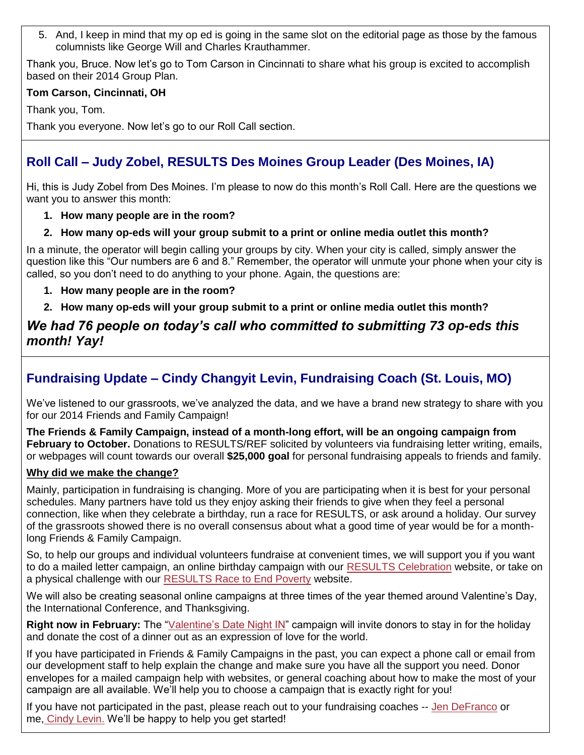5. And, I keep in mind that my op ed is going in the same slot on the editorial page as those by the famous columnists like George Will and Charles Krauthammer.

Thank you, Bruce. Now let's go to Tom Carson in Cincinnati to share what his group is excited to accomplish based on their 2014 Group Plan.

**Tom Carson, Cincinnati, OH**

Thank you, Tom.

Thank you everyone. Now let's go to our Roll Call section.

## Roll Call – Judy Zobel, RESULTS Des Moines Group Leader (Des Moines, IA)

Hi, this is Judy Zobel from Des Moines. I'm please to now do this month's Roll Call. Here are the questions we want you to answer this month:

1. **How many people are in the room?**
2. **How many op-eds will your group submit to a print or online media outlet this month?**

In a minute, the operator will begin calling your groups by city. When your city is called, simply answer the question like this "Our numbers are 6 and 8." Remember, the operator will unmute your phone when your city is called, so you don't need to do anything to your phone. Again, the questions are:

1. **How many people are in the room?**
2. **How many op-eds will your group submit to a print or online media outlet this month?**

***We had 76 people on today's call who committed to submitting 73 op-eds this month! Yay!***

## Fundraising Update – Cindy Changyit Levin, Fundraising Coach (St. Louis, MO)

We've listened to our grassroots, we've analyzed the data, and we have a brand new strategy to share with you for our 2014 Friends and Family Campaign!

**The Friends & Family Campaign, instead of a month-long effort, will be an ongoing campaign from February to October.** Donations to RESULTS/REF solicited by volunteers via fundraising letter writing, emails, or webpages will count towards our overall **$25,000 goal** for personal fundraising appeals to friends and family.

**Why did we make the change?**

Mainly, participation in fundraising is changing. More of you are participating when it is best for your personal schedules. Many partners have told us they enjoy asking their friends to give when they feel a personal connection, like when they celebrate a birthday, run a race for RESULTS, or ask around a holiday. Our survey of the grassroots showed there is no overall consensus about what a good time of year would be for a month-long Friends & Family Campaign.

So, to help our groups and individual volunteers fundraise at convenient times, we will support you if you want to do a mailed letter campaign, an online birthday campaign with our RESULTS Celebration website, or take on a physical challenge with our RESULTS Race to End Poverty website.

We will also be creating seasonal online campaigns at three times of the year themed around Valentine's Day, the International Conference, and Thanksgiving.

**Right now in February:** The "Valentine's Date Night IN" campaign will invite donors to stay in for the holiday and donate the cost of a dinner out as an expression of love for the world.

If you have participated in Friends & Family Campaigns in the past, you can expect a phone call or email from our development staff to help explain the change and make sure you have all the support you need. Donor envelopes for a mailed campaign help with websites, or general coaching about how to make the most of your campaign are all available. We'll help you to choose a campaign that is exactly right for you!

If you have not participated in the past, please reach out to your fundraising coaches -- Jen DeFranco or me, Cindy Levin. We'll be happy to help you get started!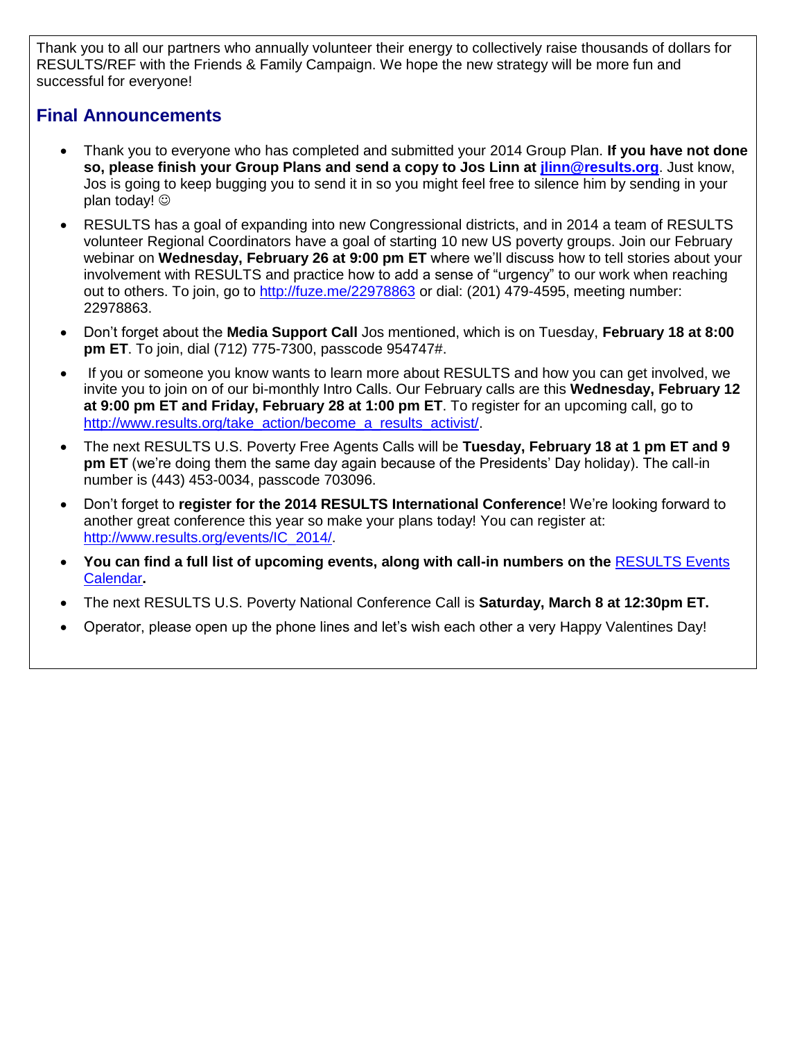Thank you to all our partners who annually volunteer their energy to collectively raise thousands of dollars for RESULTS/REF with the Friends & Family Campaign. We hope the new strategy will be more fun and successful for everyone!

## Final Announcements

- Thank you to everyone who has completed and submitted your 2014 Group Plan. **If you have not done so, please finish your Group Plans and send a copy to Jos Linn at [jlinn@results.org](mailto:jlinn@results.org)**. Just know, Jos is going to keep bugging you to send it in so you might feel free to silence him by sending in your plan today! ☺
- RESULTS has a goal of expanding into new Congressional districts, and in 2014 a team of RESULTS volunteer Regional Coordinators have a goal of starting 10 new US poverty groups. Join our February webinar on **Wednesday, February 26 at 9:00 pm ET** where we'll discuss how to tell stories about your involvement with RESULTS and practice how to add a sense of "urgency" to our work when reaching out to others. To join, go to http://fuze.me/22978863 or dial: (201) 479-4595, meeting number: 22978863.
- Don't forget about the **Media Support Call** Jos mentioned, which is on Tuesday, **February 18 at 8:00 pm ET**. To join, dial (712) 775-7300, passcode 954747#.
- If you or someone you know wants to learn more about RESULTS and how you can get involved, we invite you to join on of our bi-monthly Intro Calls. Our February calls are this **Wednesday, February 12 at 9:00 pm ET and Friday, February 28 at 1:00 pm ET**. To register for an upcoming call, go to http://www.results.org/take_action/become_a_results_activist/.
- The next RESULTS U.S. Poverty Free Agents Calls will be **Tuesday, February 18 at 1 pm ET and 9 pm ET** (we're doing them the same day again because of the Presidents' Day holiday). The call-in number is (443) 453-0034, passcode 703096.
- Don't forget to **register for the 2014 RESULTS International Conference**! We're looking forward to another great conference this year so make your plans today! You can register at: http://www.results.org/events/IC_2014/.
- **You can find a full list of upcoming events, along with call-in numbers on the** RESULTS Events Calendar**.**
- The next RESULTS U.S. Poverty National Conference Call is **Saturday, March 8 at 12:30pm ET.**
- Operator, please open up the phone lines and let's wish each other a very Happy Valentines Day!